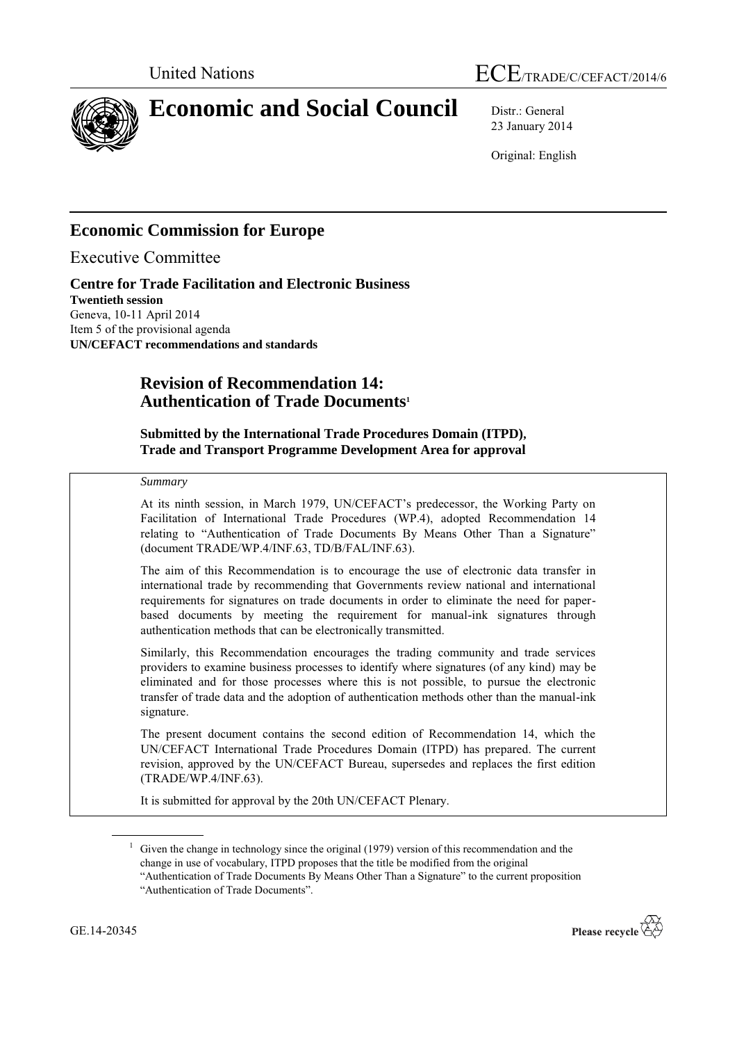United Nations ECE/TRADE/C/CEFACT/2014/6

# Economic and Social Council

Distr.: General
23 January 2014

Original: English

## Economic Commission for Europe

Executive Committee

**Centre for Trade Facilitation and Electronic Business**
**Twentieth session**
Geneva, 10-11 April 2014
Item 5 of the provisional agenda
**UN/CEFACT recommendations and standards**

# Revision of Recommendation 14: Authentication of Trade Documents[1]

**Submitted by the International Trade Procedures Domain (ITPD), Trade and Transport Programme Development Area for approval**

*Summary*

At its ninth session, in March 1979, UN/CEFACT's predecessor, the Working Party on Facilitation of International Trade Procedures (WP.4), adopted Recommendation 14 relating to "Authentication of Trade Documents By Means Other Than a Signature" (document TRADE/WP.4/INF.63, TD/B/FAL/INF.63).

The aim of this Recommendation is to encourage the use of electronic data transfer in international trade by recommending that Governments review national and international requirements for signatures on trade documents in order to eliminate the need for paper-based documents by meeting the requirement for manual-ink signatures through authentication methods that can be electronically transmitted.

Similarly, this Recommendation encourages the trading community and trade services providers to examine business processes to identify where signatures (of any kind) may be eliminated and for those processes where this is not possible, to pursue the electronic transfer of trade data and the adoption of authentication methods other than the manual-ink signature.

The present document contains the second edition of Recommendation 14, which the UN/CEFACT International Trade Procedures Domain (ITPD) has prepared. The current revision, approved by the UN/CEFACT Bureau, supersedes and replaces the first edition (TRADE/WP.4/INF.63).

It is submitted for approval by the 20th UN/CEFACT Plenary.

[1] Given the change in technology since the original (1979) version of this recommendation and the change in use of vocabulary, ITPD proposes that the title be modified from the original "Authentication of Trade Documents By Means Other Than a Signature" to the current proposition "Authentication of Trade Documents".

GE.14-20345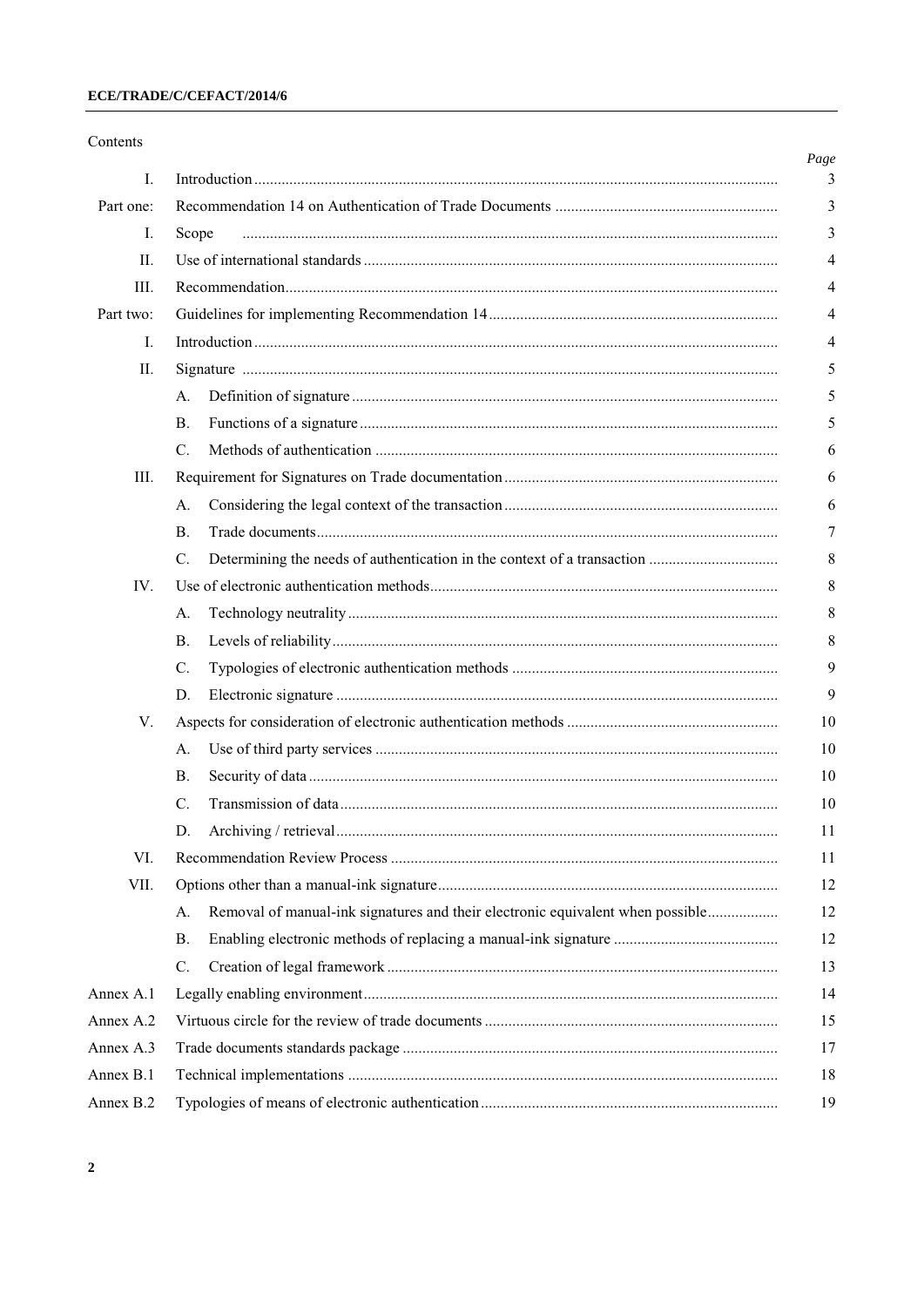Contents

| | | Page |
|---|---|---|
| I. | Introduction | 3 |
| Part one: | Recommendation 14 on Authentication of Trade Documents | 3 |
| I. | Scope | 3 |
| II. | Use of international standards | 4 |
| III. | Recommendation | 4 |
| Part two: | Guidelines for implementing Recommendation 14 | 4 |
| I. | Introduction | 4 |
| II. | Signature | 5 |
| | A. Definition of signature | 5 |
| | B. Functions of a signature | 5 |
| | C. Methods of authentication | 6 |
| III. | Requirement for Signatures on Trade documentation | 6 |
| | A. Considering the legal context of the transaction | 6 |
| | B. Trade documents | 7 |
| | C. Determining the needs of authentication in the context of a transaction | 8 |
| IV. | Use of electronic authentication methods | 8 |
| | A. Technology neutrality | 8 |
| | B. Levels of reliability | 8 |
| | C. Typologies of electronic authentication methods | 9 |
| | D. Electronic signature | 9 |
| V. | Aspects for consideration of electronic authentication methods | 10 |
| | A. Use of third party services | 10 |
| | B. Security of data | 10 |
| | C. Transmission of data | 10 |
| | D. Archiving / retrieval | 11 |
| VI. | Recommendation Review Process | 11 |
| VII. | Options other than a manual-ink signature | 12 |
| | A. Removal of manual-ink signatures and their electronic equivalent when possible | 12 |
| | B. Enabling electronic methods of replacing a manual-ink signature | 12 |
| | C. Creation of legal framework | 13 |
| Annex A.1 | Legally enabling environment | 14 |
| Annex A.2 | Virtuous circle for the review of trade documents | 15 |
| Annex A.3 | Trade documents standards package | 17 |
| Annex B.1 | Technical implementations | 18 |
| Annex B.2 | Typologies of means of electronic authentication | 19 |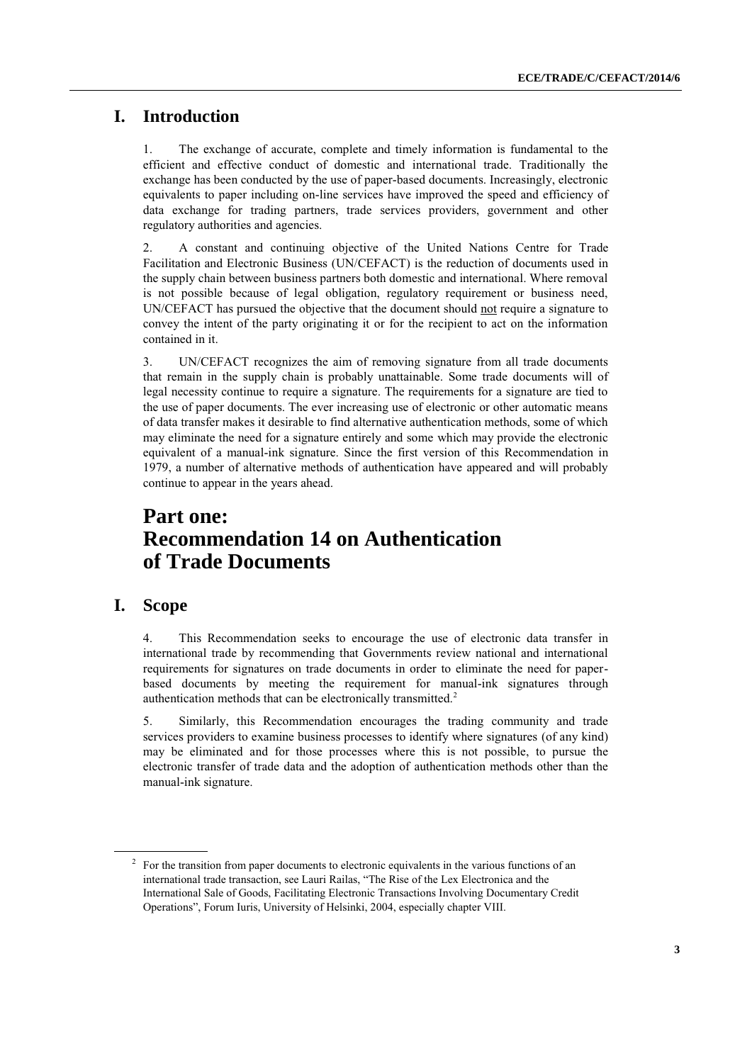## I. Introduction

1. The exchange of accurate, complete and timely information is fundamental to the efficient and effective conduct of domestic and international trade. Traditionally the exchange has been conducted by the use of paper-based documents. Increasingly, electronic equivalents to paper including on-line services have improved the speed and efficiency of data exchange for trading partners, trade services providers, government and other regulatory authorities and agencies.

2. A constant and continuing objective of the United Nations Centre for Trade Facilitation and Electronic Business (UN/CEFACT) is the reduction of documents used in the supply chain between business partners both domestic and international. Where removal is not possible because of legal obligation, regulatory requirement or business need, UN/CEFACT has pursued the objective that the document should <u>not</u> require a signature to convey the intent of the party originating it or for the recipient to act on the information contained in it.

3. UN/CEFACT recognizes the aim of removing signature from all trade documents that remain in the supply chain is probably unattainable. Some trade documents will of legal necessity continue to require a signature. The requirements for a signature are tied to the use of paper documents. The ever increasing use of electronic or other automatic means of data transfer makes it desirable to find alternative authentication methods, some of which may eliminate the need for a signature entirely and some which may provide the electronic equivalent of a manual-ink signature. Since the first version of this Recommendation in 1979, a number of alternative methods of authentication have appeared and will probably continue to appear in the years ahead.

# Part one: Recommendation 14 on Authentication of Trade Documents

## I. Scope

4. This Recommendation seeks to encourage the use of electronic data transfer in international trade by recommending that Governments review national and international requirements for signatures on trade documents in order to eliminate the need for paper-based documents by meeting the requirement for manual-ink signatures through authentication methods that can be electronically transmitted.[2]

5. Similarly, this Recommendation encourages the trading community and trade services providers to examine business processes to identify where signatures (of any kind) may be eliminated and for those processes where this is not possible, to pursue the electronic transfer of trade data and the adoption of authentication methods other than the manual-ink signature.

---

[2] For the transition from paper documents to electronic equivalents in the various functions of an international trade transaction, see Lauri Railas, "The Rise of the Lex Electronica and the International Sale of Goods, Facilitating Electronic Transactions Involving Documentary Credit Operations", Forum Iuris, University of Helsinki, 2004, especially chapter VIII.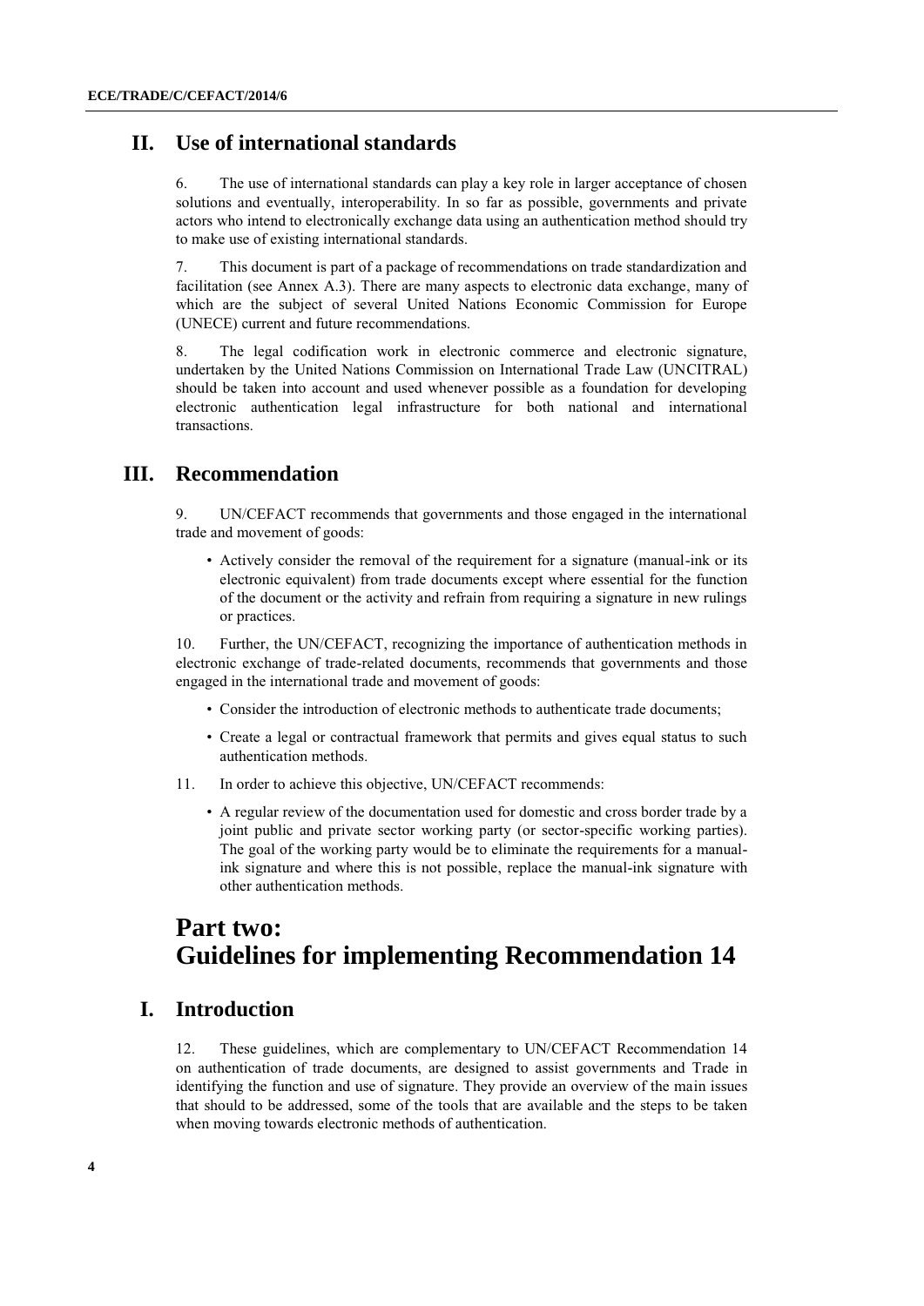## II. Use of international standards

6. The use of international standards can play a key role in larger acceptance of chosen solutions and eventually, interoperability. In so far as possible, governments and private actors who intend to electronically exchange data using an authentication method should try to make use of existing international standards.

7. This document is part of a package of recommendations on trade standardization and facilitation (see Annex A.3). There are many aspects to electronic data exchange, many of which are the subject of several United Nations Economic Commission for Europe (UNECE) current and future recommendations.

8. The legal codification work in electronic commerce and electronic signature, undertaken by the United Nations Commission on International Trade Law (UNCITRAL) should be taken into account and used whenever possible as a foundation for developing electronic authentication legal infrastructure for both national and international transactions.

## III. Recommendation

9. UN/CEFACT recommends that governments and those engaged in the international trade and movement of goods:

- Actively consider the removal of the requirement for a signature (manual-ink or its electronic equivalent) from trade documents except where essential for the function of the document or the activity and refrain from requiring a signature in new rulings or practices.

10. Further, the UN/CEFACT, recognizing the importance of authentication methods in electronic exchange of trade-related documents, recommends that governments and those engaged in the international trade and movement of goods:

- Consider the introduction of electronic methods to authenticate trade documents;
- Create a legal or contractual framework that permits and gives equal status to such authentication methods.

11. In order to achieve this objective, UN/CEFACT recommends:

- A regular review of the documentation used for domestic and cross border trade by a joint public and private sector working party (or sector-specific working parties). The goal of the working party would be to eliminate the requirements for a manual-ink signature and where this is not possible, replace the manual-ink signature with other authentication methods.

# Part two: Guidelines for implementing Recommendation 14

## I. Introduction

12. These guidelines, which are complementary to UN/CEFACT Recommendation 14 on authentication of trade documents, are designed to assist governments and Trade in identifying the function and use of signature. They provide an overview of the main issues that should to be addressed, some of the tools that are available and the steps to be taken when moving towards electronic methods of authentication.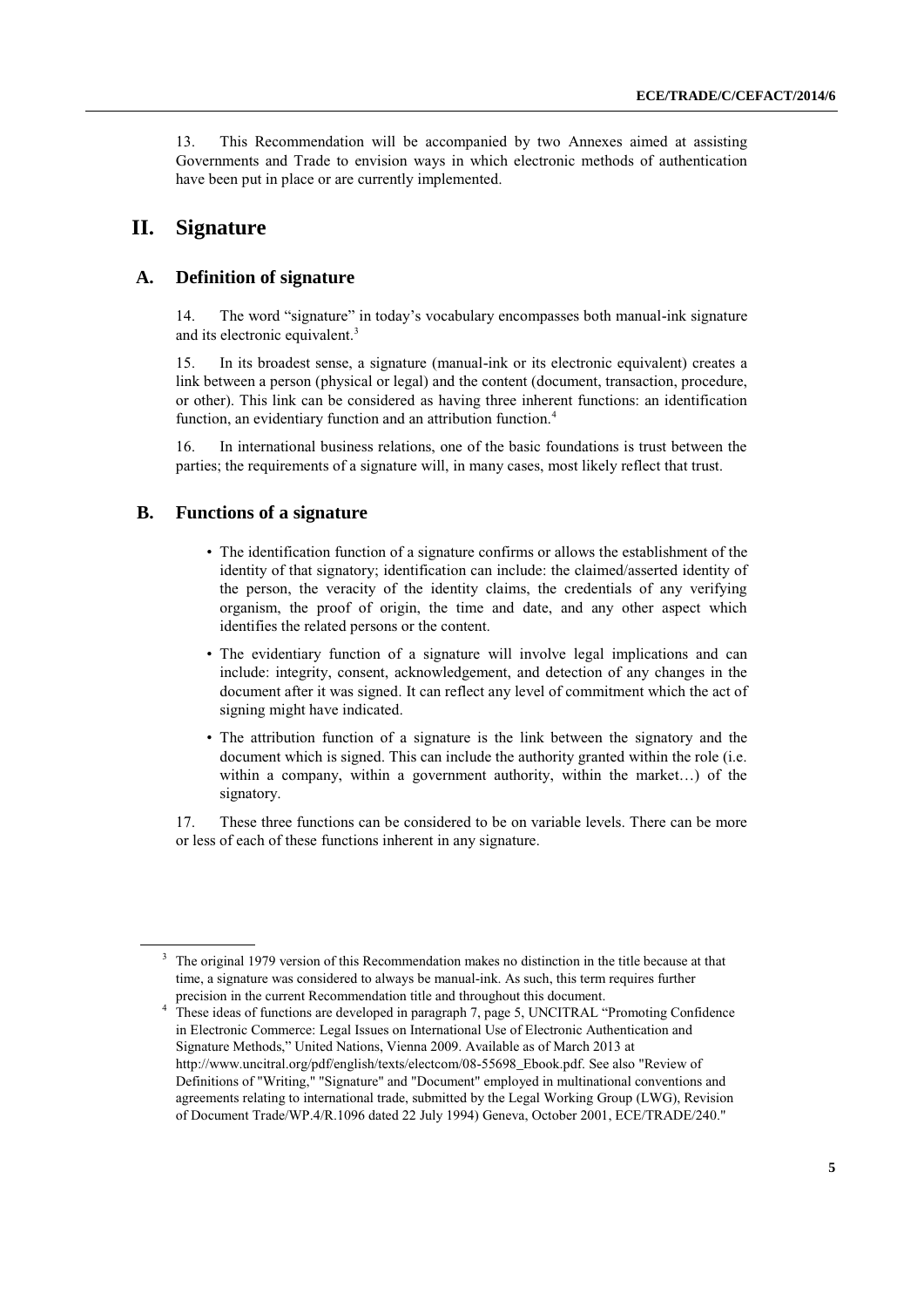13. This Recommendation will be accompanied by two Annexes aimed at assisting Governments and Trade to envision ways in which electronic methods of authentication have been put in place or are currently implemented.

# II. Signature

## A. Definition of signature

14. The word "signature" in today's vocabulary encompasses both manual-ink signature and its electronic equivalent.[3]

15. In its broadest sense, a signature (manual-ink or its electronic equivalent) creates a link between a person (physical or legal) and the content (document, transaction, procedure, or other). This link can be considered as having three inherent functions: an identification function, an evidentiary function and an attribution function.[4]

16. In international business relations, one of the basic foundations is trust between the parties; the requirements of a signature will, in many cases, most likely reflect that trust.

## B. Functions of a signature

- The identification function of a signature confirms or allows the establishment of the identity of that signatory; identification can include: the claimed/asserted identity of the person, the veracity of the identity claims, the credentials of any verifying organism, the proof of origin, the time and date, and any other aspect which identifies the related persons or the content.
- The evidentiary function of a signature will involve legal implications and can include: integrity, consent, acknowledgement, and detection of any changes in the document after it was signed. It can reflect any level of commitment which the act of signing might have indicated.
- The attribution function of a signature is the link between the signatory and the document which is signed. This can include the authority granted within the role (i.e. within a company, within a government authority, within the market…) of the signatory.

17. These three functions can be considered to be on variable levels. There can be more or less of each of these functions inherent in any signature.

---

[3] The original 1979 version of this Recommendation makes no distinction in the title because at that time, a signature was considered to always be manual-ink. As such, this term requires further precision in the current Recommendation title and throughout this document.

[4] These ideas of functions are developed in paragraph 7, page 5, UNCITRAL "Promoting Confidence in Electronic Commerce: Legal Issues on International Use of Electronic Authentication and Signature Methods," United Nations, Vienna 2009. Available as of March 2013 at http://www.uncitral.org/pdf/english/texts/electcom/08-55698_Ebook.pdf. See also "Review of Definitions of "Writing," "Signature" and "Document" employed in multinational conventions and agreements relating to international trade, submitted by the Legal Working Group (LWG), Revision of Document Trade/WP.4/R.1096 dated 22 July 1994) Geneva, October 2001, ECE/TRADE/240."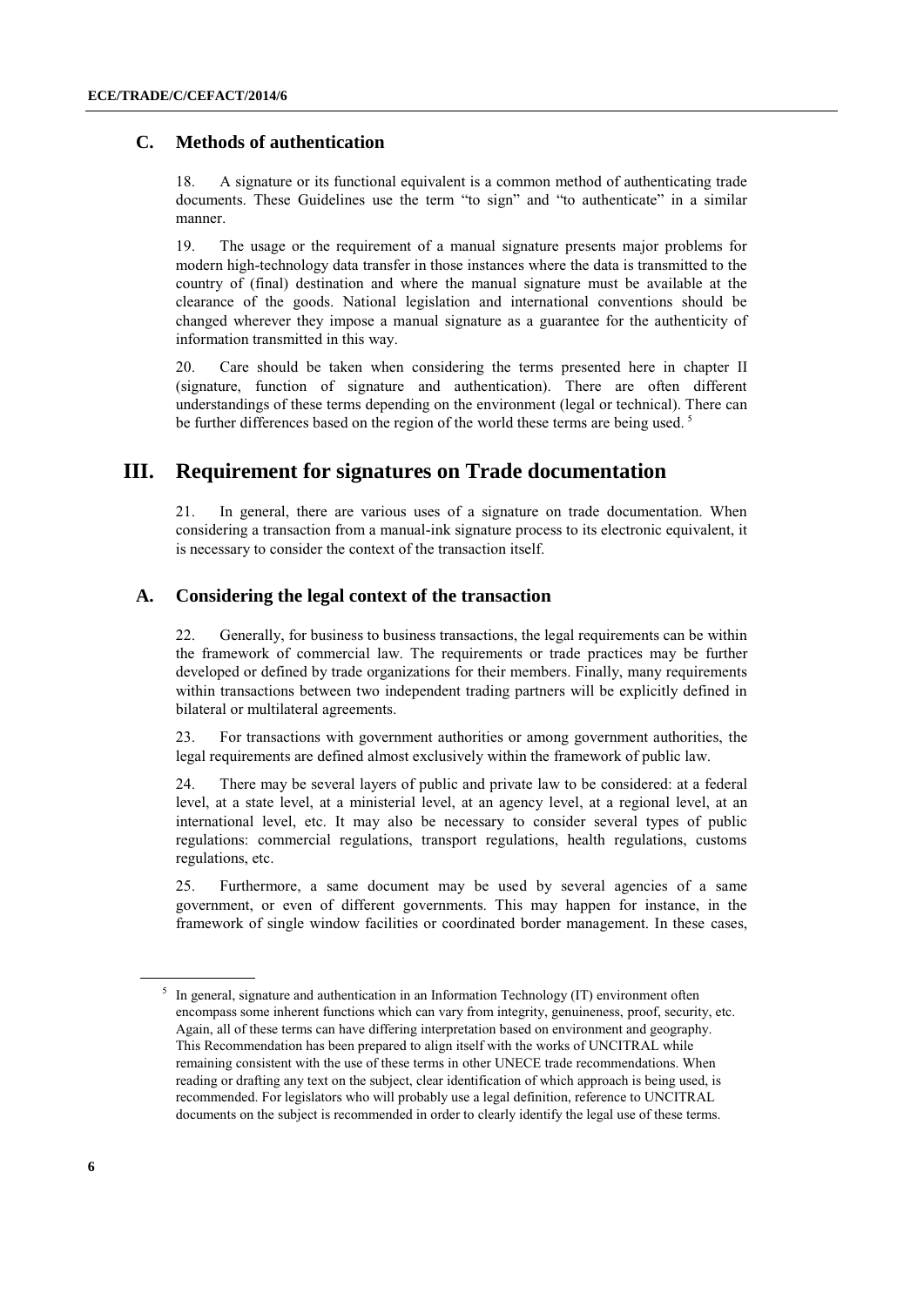### C. Methods of authentication

18. A signature or its functional equivalent is a common method of authenticating trade documents. These Guidelines use the term "to sign" and "to authenticate" in a similar manner.

19. The usage or the requirement of a manual signature presents major problems for modern high-technology data transfer in those instances where the data is transmitted to the country of (final) destination and where the manual signature must be available at the clearance of the goods. National legislation and international conventions should be changed wherever they impose a manual signature as a guarantee for the authenticity of information transmitted in this way.

20. Care should be taken when considering the terms presented here in chapter II (signature, function of signature and authentication). There are often different understandings of these terms depending on the environment (legal or technical). There can be further differences based on the region of the world these terms are being used. [5]

## III. Requirement for signatures on Trade documentation

21. In general, there are various uses of a signature on trade documentation. When considering a transaction from a manual-ink signature process to its electronic equivalent, it is necessary to consider the context of the transaction itself.

### A. Considering the legal context of the transaction

22. Generally, for business to business transactions, the legal requirements can be within the framework of commercial law. The requirements or trade practices may be further developed or defined by trade organizations for their members. Finally, many requirements within transactions between two independent trading partners will be explicitly defined in bilateral or multilateral agreements.

23. For transactions with government authorities or among government authorities, the legal requirements are defined almost exclusively within the framework of public law.

24. There may be several layers of public and private law to be considered: at a federal level, at a state level, at a ministerial level, at an agency level, at a regional level, at an international level, etc. It may also be necessary to consider several types of public regulations: commercial regulations, transport regulations, health regulations, customs regulations, etc.

25. Furthermore, a same document may be used by several agencies of a same government, or even of different governments. This may happen for instance, in the framework of single window facilities or coordinated border management. In these cases,

---

[5] In general, signature and authentication in an Information Technology (IT) environment often encompass some inherent functions which can vary from integrity, genuineness, proof, security, etc. Again, all of these terms can have differing interpretation based on environment and geography. This Recommendation has been prepared to align itself with the works of UNCITRAL while remaining consistent with the use of these terms in other UNECE trade recommendations. When reading or drafting any text on the subject, clear identification of which approach is being used, is recommended. For legislators who will probably use a legal definition, reference to UNCITRAL documents on the subject is recommended in order to clearly identify the legal use of these terms.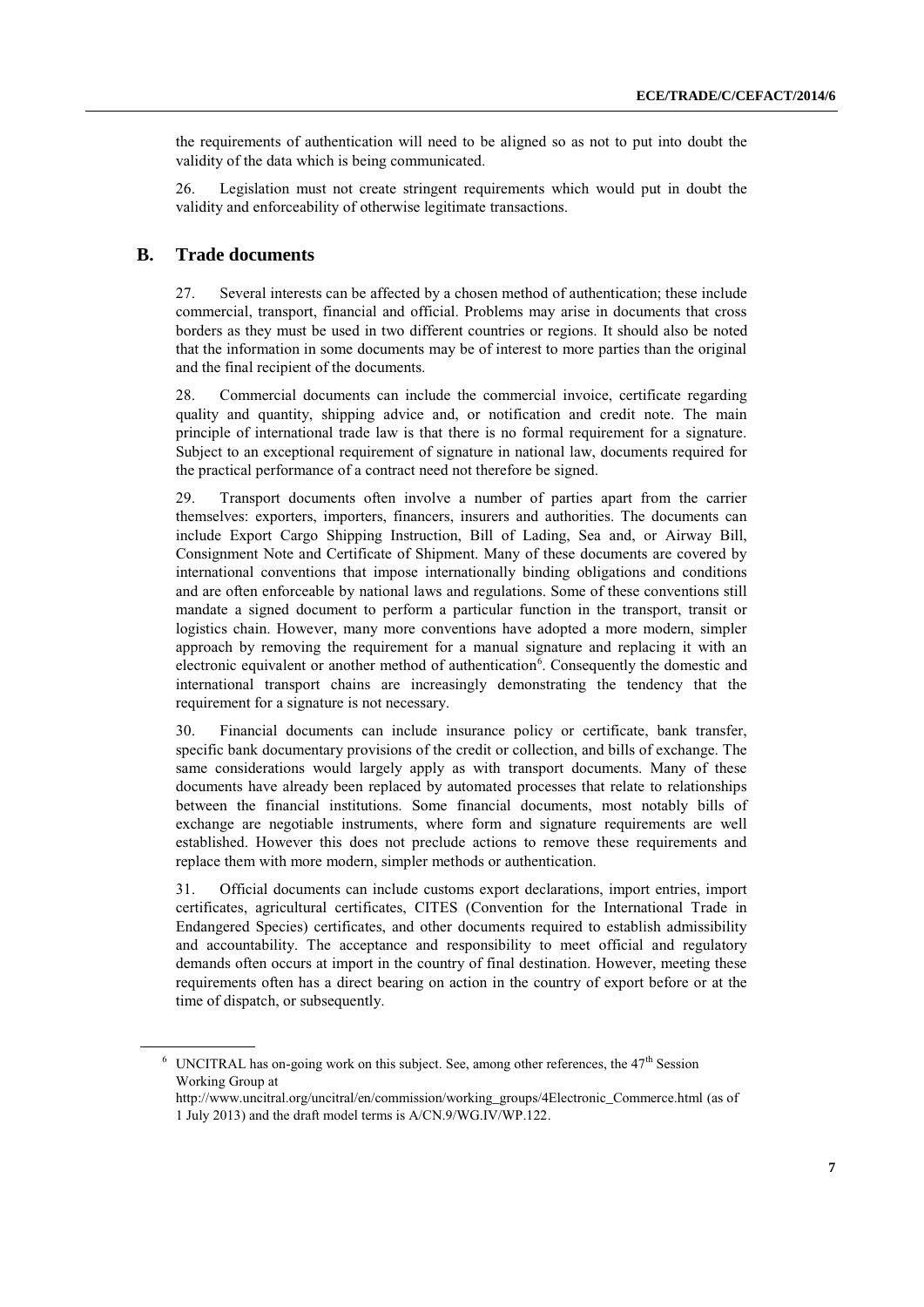the requirements of authentication will need to be aligned so as not to put into doubt the validity of the data which is being communicated.

26. Legislation must not create stringent requirements which would put in doubt the validity and enforceability of otherwise legitimate transactions.

## B. Trade documents

27. Several interests can be affected by a chosen method of authentication; these include commercial, transport, financial and official. Problems may arise in documents that cross borders as they must be used in two different countries or regions. It should also be noted that the information in some documents may be of interest to more parties than the original and the final recipient of the documents.

28. Commercial documents can include the commercial invoice, certificate regarding quality and quantity, shipping advice and, or notification and credit note. The main principle of international trade law is that there is no formal requirement for a signature. Subject to an exceptional requirement of signature in national law, documents required for the practical performance of a contract need not therefore be signed.

29. Transport documents often involve a number of parties apart from the carrier themselves: exporters, importers, financers, insurers and authorities. The documents can include Export Cargo Shipping Instruction, Bill of Lading, Sea and, or Airway Bill, Consignment Note and Certificate of Shipment. Many of these documents are covered by international conventions that impose internationally binding obligations and conditions and are often enforceable by national laws and regulations. Some of these conventions still mandate a signed document to perform a particular function in the transport, transit or logistics chain. However, many more conventions have adopted a more modern, simpler approach by removing the requirement for a manual signature and replacing it with an electronic equivalent or another method of authentication[6]. Consequently the domestic and international transport chains are increasingly demonstrating the tendency that the requirement for a signature is not necessary.

30. Financial documents can include insurance policy or certificate, bank transfer, specific bank documentary provisions of the credit or collection, and bills of exchange. The same considerations would largely apply as with transport documents. Many of these documents have already been replaced by automated processes that relate to relationships between the financial institutions. Some financial documents, most notably bills of exchange are negotiable instruments, where form and signature requirements are well established. However this does not preclude actions to remove these requirements and replace them with more modern, simpler methods or authentication.

31. Official documents can include customs export declarations, import entries, import certificates, agricultural certificates, CITES (Convention for the International Trade in Endangered Species) certificates, and other documents required to establish admissibility and accountability. The acceptance and responsibility to meet official and regulatory demands often occurs at import in the country of final destination. However, meeting these requirements often has a direct bearing on action in the country of export before or at the time of dispatch, or subsequently.

---

[6] UNCITRAL has on-going work on this subject. See, among other references, the 47th Session Working Group at http://www.uncitral.org/uncitral/en/commission/working_groups/4Electronic_Commerce.html (as of 1 July 2013) and the draft model terms is A/CN.9/WG.IV/WP.122.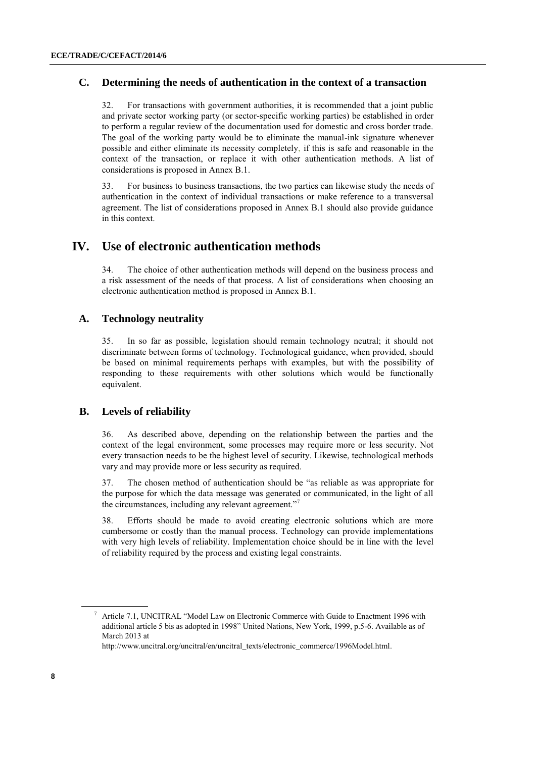## C. Determining the needs of authentication in the context of a transaction

32. For transactions with government authorities, it is recommended that a joint public and private sector working party (or sector-specific working parties) be established in order to perform a regular review of the documentation used for domestic and cross border trade. The goal of the working party would be to eliminate the manual-ink signature whenever possible and either eliminate its necessity completely, if this is safe and reasonable in the context of the transaction, or replace it with other authentication methods. A list of considerations is proposed in Annex B.1.

33. For business to business transactions, the two parties can likewise study the needs of authentication in the context of individual transactions or make reference to a transversal agreement. The list of considerations proposed in Annex B.1 should also provide guidance in this context.

# IV. Use of electronic authentication methods

34. The choice of other authentication methods will depend on the business process and a risk assessment of the needs of that process. A list of considerations when choosing an electronic authentication method is proposed in Annex B.1.

## A. Technology neutrality

35. In so far as possible, legislation should remain technology neutral; it should not discriminate between forms of technology. Technological guidance, when provided, should be based on minimal requirements perhaps with examples, but with the possibility of responding to these requirements with other solutions which would be functionally equivalent.

## B. Levels of reliability

36. As described above, depending on the relationship between the parties and the context of the legal environment, some processes may require more or less security. Not every transaction needs to be the highest level of security. Likewise, technological methods vary and may provide more or less security as required.

37. The chosen method of authentication should be "as reliable as was appropriate for the purpose for which the data message was generated or communicated, in the light of all the circumstances, including any relevant agreement."[7]

38. Efforts should be made to avoid creating electronic solutions which are more cumbersome or costly than the manual process. Technology can provide implementations with very high levels of reliability. Implementation choice should be in line with the level of reliability required by the process and existing legal constraints.

---

[7] Article 7.1, UNCITRAL "Model Law on Electronic Commerce with Guide to Enactment 1996 with additional article 5 bis as adopted in 1998" United Nations, New York, 1999, p.5-6. Available as of March 2013 at http://www.uncitral.org/uncitral/en/uncitral_texts/electronic_commerce/1996Model.html.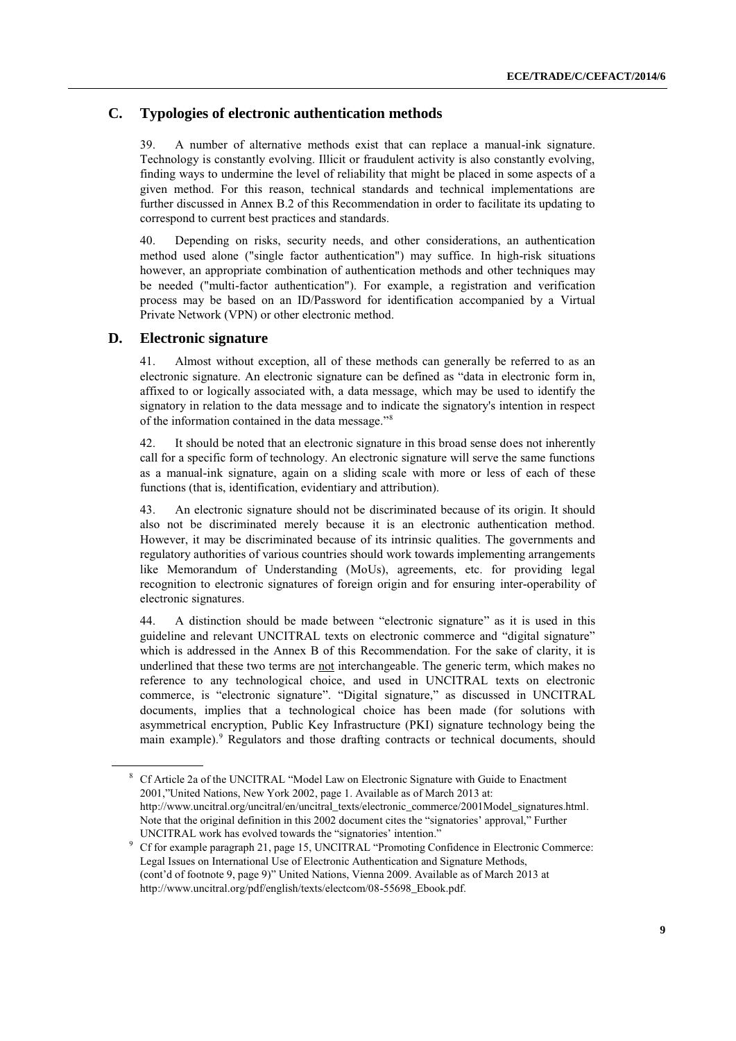## C. Typologies of electronic authentication methods

39. A number of alternative methods exist that can replace a manual-ink signature. Technology is constantly evolving. Illicit or fraudulent activity is also constantly evolving, finding ways to undermine the level of reliability that might be placed in some aspects of a given method. For this reason, technical standards and technical implementations are further discussed in Annex B.2 of this Recommendation in order to facilitate its updating to correspond to current best practices and standards.

40. Depending on risks, security needs, and other considerations, an authentication method used alone ("single factor authentication") may suffice. In high-risk situations however, an appropriate combination of authentication methods and other techniques may be needed ("multi-factor authentication"). For example, a registration and verification process may be based on an ID/Password for identification accompanied by a Virtual Private Network (VPN) or other electronic method.

## D. Electronic signature

41. Almost without exception, all of these methods can generally be referred to as an electronic signature. An electronic signature can be defined as "data in electronic form in, affixed to or logically associated with, a data message, which may be used to identify the signatory in relation to the data message and to indicate the signatory's intention in respect of the information contained in the data message."[8]

42. It should be noted that an electronic signature in this broad sense does not inherently call for a specific form of technology. An electronic signature will serve the same functions as a manual-ink signature, again on a sliding scale with more or less of each of these functions (that is, identification, evidentiary and attribution).

43. An electronic signature should not be discriminated because of its origin. It should also not be discriminated merely because it is an electronic authentication method. However, it may be discriminated because of its intrinsic qualities. The governments and regulatory authorities of various countries should work towards implementing arrangements like Memorandum of Understanding (MoUs), agreements, etc. for providing legal recognition to electronic signatures of foreign origin and for ensuring inter-operability of electronic signatures.

44. A distinction should be made between "electronic signature" as it is used in this guideline and relevant UNCITRAL texts on electronic commerce and "digital signature" which is addressed in the Annex B of this Recommendation. For the sake of clarity, it is underlined that these two terms are <u>not</u> interchangeable. The generic term, which makes no reference to any technological choice, and used in UNCITRAL texts on electronic commerce, is "electronic signature". "Digital signature," as discussed in UNCITRAL documents, implies that a technological choice has been made (for solutions with asymmetrical encryption, Public Key Infrastructure (PKI) signature technology being the main example).[9] Regulators and those drafting contracts or technical documents, should

---

[8] Cf Article 2a of the UNCITRAL "Model Law on Electronic Signature with Guide to Enactment 2001,"United Nations, New York 2002, page 1. Available as of March 2013 at: http://www.uncitral.org/uncitral/en/uncitral_texts/electronic_commerce/2001Model_signatures.html. Note that the original definition in this 2002 document cites the "signatories' approval," Further UNCITRAL work has evolved towards the "signatories' intention."

[9] Cf for example paragraph 21, page 15, UNCITRAL "Promoting Confidence in Electronic Commerce: Legal Issues on International Use of Electronic Authentication and Signature Methods, (cont'd of footnote 9, page 9)" United Nations, Vienna 2009. Available as of March 2013 at http://www.uncitral.org/pdf/english/texts/electcom/08-55698_Ebook.pdf.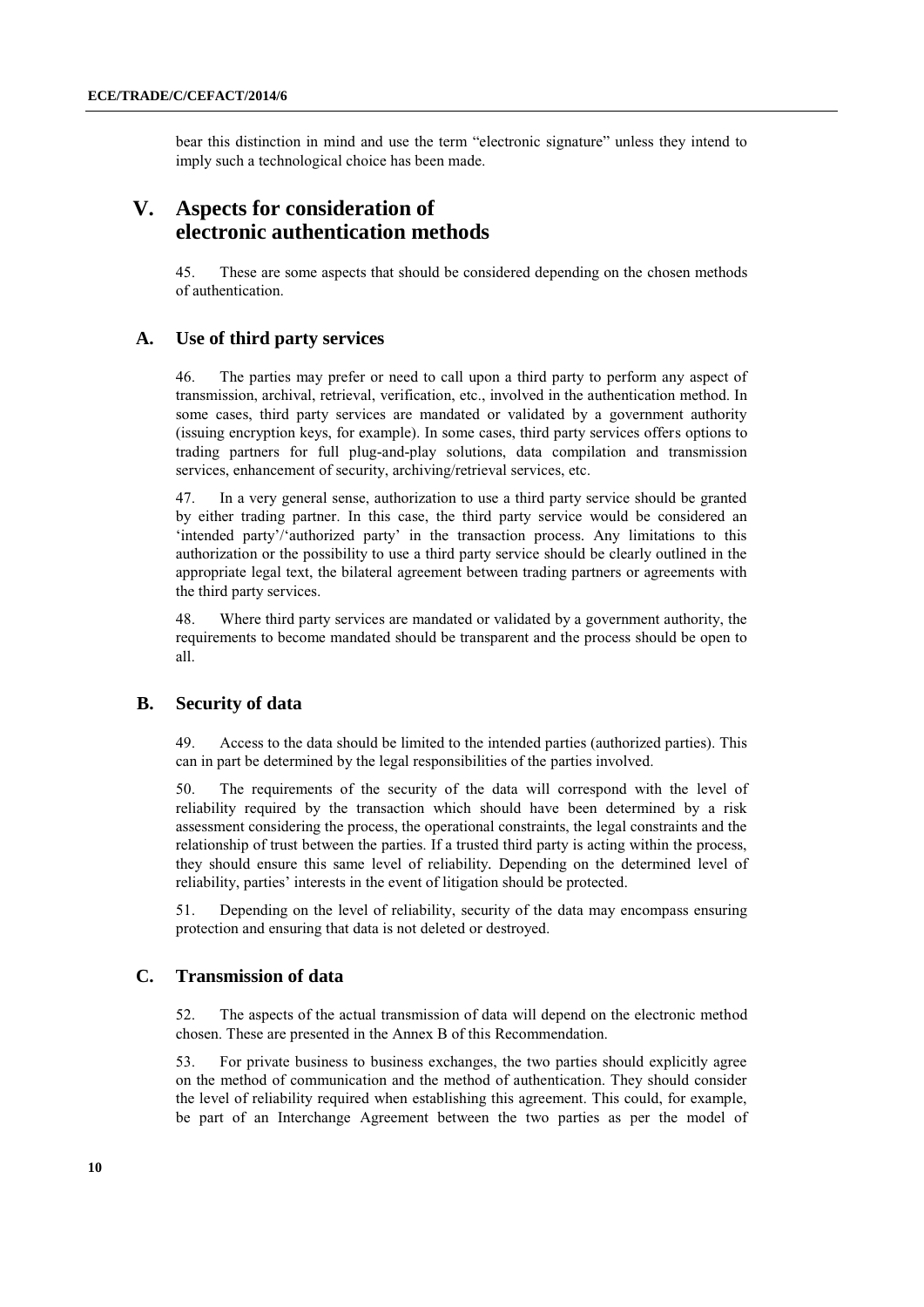bear this distinction in mind and use the term "electronic signature" unless they intend to imply such a technological choice has been made.

# V. Aspects for consideration of electronic authentication methods

45. These are some aspects that should be considered depending on the chosen methods of authentication.

## A. Use of third party services

46. The parties may prefer or need to call upon a third party to perform any aspect of transmission, archival, retrieval, verification, etc., involved in the authentication method. In some cases, third party services are mandated or validated by a government authority (issuing encryption keys, for example). In some cases, third party services offers options to trading partners for full plug-and-play solutions, data compilation and transmission services, enhancement of security, archiving/retrieval services, etc.

47. In a very general sense, authorization to use a third party service should be granted by either trading partner. In this case, the third party service would be considered an 'intended party'/'authorized party' in the transaction process. Any limitations to this authorization or the possibility to use a third party service should be clearly outlined in the appropriate legal text, the bilateral agreement between trading partners or agreements with the third party services.

48. Where third party services are mandated or validated by a government authority, the requirements to become mandated should be transparent and the process should be open to all.

## B. Security of data

49. Access to the data should be limited to the intended parties (authorized parties). This can in part be determined by the legal responsibilities of the parties involved.

50. The requirements of the security of the data will correspond with the level of reliability required by the transaction which should have been determined by a risk assessment considering the process, the operational constraints, the legal constraints and the relationship of trust between the parties. If a trusted third party is acting within the process, they should ensure this same level of reliability. Depending on the determined level of reliability, parties' interests in the event of litigation should be protected.

51. Depending on the level of reliability, security of the data may encompass ensuring protection and ensuring that data is not deleted or destroyed.

## C. Transmission of data

52. The aspects of the actual transmission of data will depend on the electronic method chosen. These are presented in the Annex B of this Recommendation.

53. For private business to business exchanges, the two parties should explicitly agree on the method of communication and the method of authentication. They should consider the level of reliability required when establishing this agreement. This could, for example, be part of an Interchange Agreement between the two parties as per the model of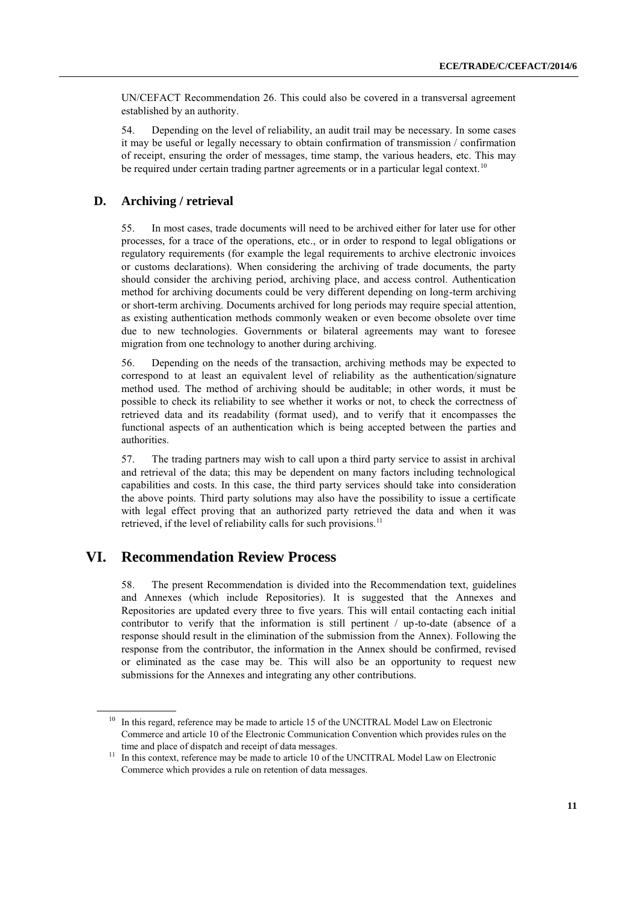UN/CEFACT Recommendation 26. This could also be covered in a transversal agreement established by an authority.

54. Depending on the level of reliability, an audit trail may be necessary. In some cases it may be useful or legally necessary to obtain confirmation of transmission / confirmation of receipt, ensuring the order of messages, time stamp, the various headers, etc. This may be required under certain trading partner agreements or in a particular legal context.[10]

## D. Archiving / retrieval

55. In most cases, trade documents will need to be archived either for later use for other processes, for a trace of the operations, etc., or in order to respond to legal obligations or regulatory requirements (for example the legal requirements to archive electronic invoices or customs declarations). When considering the archiving of trade documents, the party should consider the archiving period, archiving place, and access control. Authentication method for archiving documents could be very different depending on long-term archiving or short-term archiving. Documents archived for long periods may require special attention, as existing authentication methods commonly weaken or even become obsolete over time due to new technologies. Governments or bilateral agreements may want to foresee migration from one technology to another during archiving.

56. Depending on the needs of the transaction, archiving methods may be expected to correspond to at least an equivalent level of reliability as the authentication/signature method used. The method of archiving should be auditable; in other words, it must be possible to check its reliability to see whether it works or not, to check the correctness of retrieved data and its readability (format used), and to verify that it encompasses the functional aspects of an authentication which is being accepted between the parties and authorities.

57. The trading partners may wish to call upon a third party service to assist in archival and retrieval of the data; this may be dependent on many factors including technological capabilities and costs. In this case, the third party services should take into consideration the above points. Third party solutions may also have the possibility to issue a certificate with legal effect proving that an authorized party retrieved the data and when it was retrieved, if the level of reliability calls for such provisions.[11]

# VI. Recommendation Review Process

58. The present Recommendation is divided into the Recommendation text, guidelines and Annexes (which include Repositories). It is suggested that the Annexes and Repositories are updated every three to five years. This will entail contacting each initial contributor to verify that the information is still pertinent / up-to-date (absence of a response should result in the elimination of the submission from the Annex). Following the response from the contributor, the information in the Annex should be confirmed, revised or eliminated as the case may be. This will also be an opportunity to request new submissions for the Annexes and integrating any other contributions.

---

[10] In this regard, reference may be made to article 15 of the UNCITRAL Model Law on Electronic Commerce and article 10 of the Electronic Communication Convention which provides rules on the time and place of dispatch and receipt of data messages.

[11] In this context, reference may be made to article 10 of the UNCITRAL Model Law on Electronic Commerce which provides a rule on retention of data messages.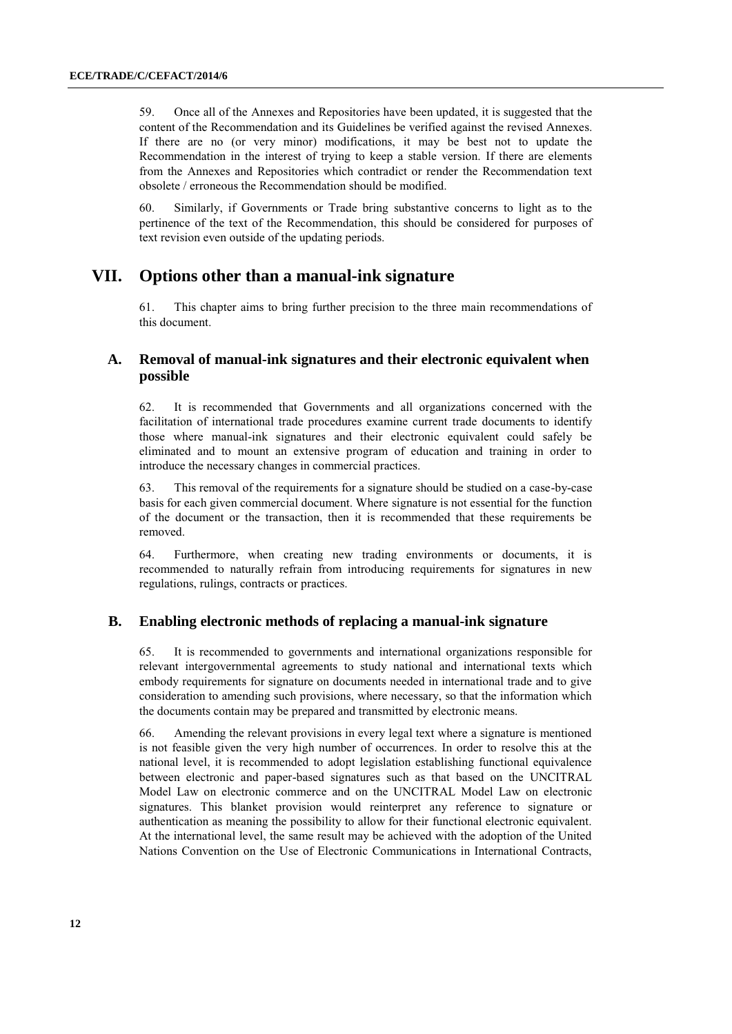59. Once all of the Annexes and Repositories have been updated, it is suggested that the content of the Recommendation and its Guidelines be verified against the revised Annexes. If there are no (or very minor) modifications, it may be best not to update the Recommendation in the interest of trying to keep a stable version. If there are elements from the Annexes and Repositories which contradict or render the Recommendation text obsolete / erroneous the Recommendation should be modified.

60. Similarly, if Governments or Trade bring substantive concerns to light as to the pertinence of the text of the Recommendation, this should be considered for purposes of text revision even outside of the updating periods.

# VII. Options other than a manual-ink signature

61. This chapter aims to bring further precision to the three main recommendations of this document.

## A. Removal of manual-ink signatures and their electronic equivalent when possible

62. It is recommended that Governments and all organizations concerned with the facilitation of international trade procedures examine current trade documents to identify those where manual-ink signatures and their electronic equivalent could safely be eliminated and to mount an extensive program of education and training in order to introduce the necessary changes in commercial practices.

63. This removal of the requirements for a signature should be studied on a case-by-case basis for each given commercial document. Where signature is not essential for the function of the document or the transaction, then it is recommended that these requirements be removed.

64. Furthermore, when creating new trading environments or documents, it is recommended to naturally refrain from introducing requirements for signatures in new regulations, rulings, contracts or practices.

## B. Enabling electronic methods of replacing a manual-ink signature

65. It is recommended to governments and international organizations responsible for relevant intergovernmental agreements to study national and international texts which embody requirements for signature on documents needed in international trade and to give consideration to amending such provisions, where necessary, so that the information which the documents contain may be prepared and transmitted by electronic means.

66. Amending the relevant provisions in every legal text where a signature is mentioned is not feasible given the very high number of occurrences. In order to resolve this at the national level, it is recommended to adopt legislation establishing functional equivalence between electronic and paper-based signatures such as that based on the UNCITRAL Model Law on electronic commerce and on the UNCITRAL Model Law on electronic signatures. This blanket provision would reinterpret any reference to signature or authentication as meaning the possibility to allow for their functional electronic equivalent. At the international level, the same result may be achieved with the adoption of the United Nations Convention on the Use of Electronic Communications in International Contracts,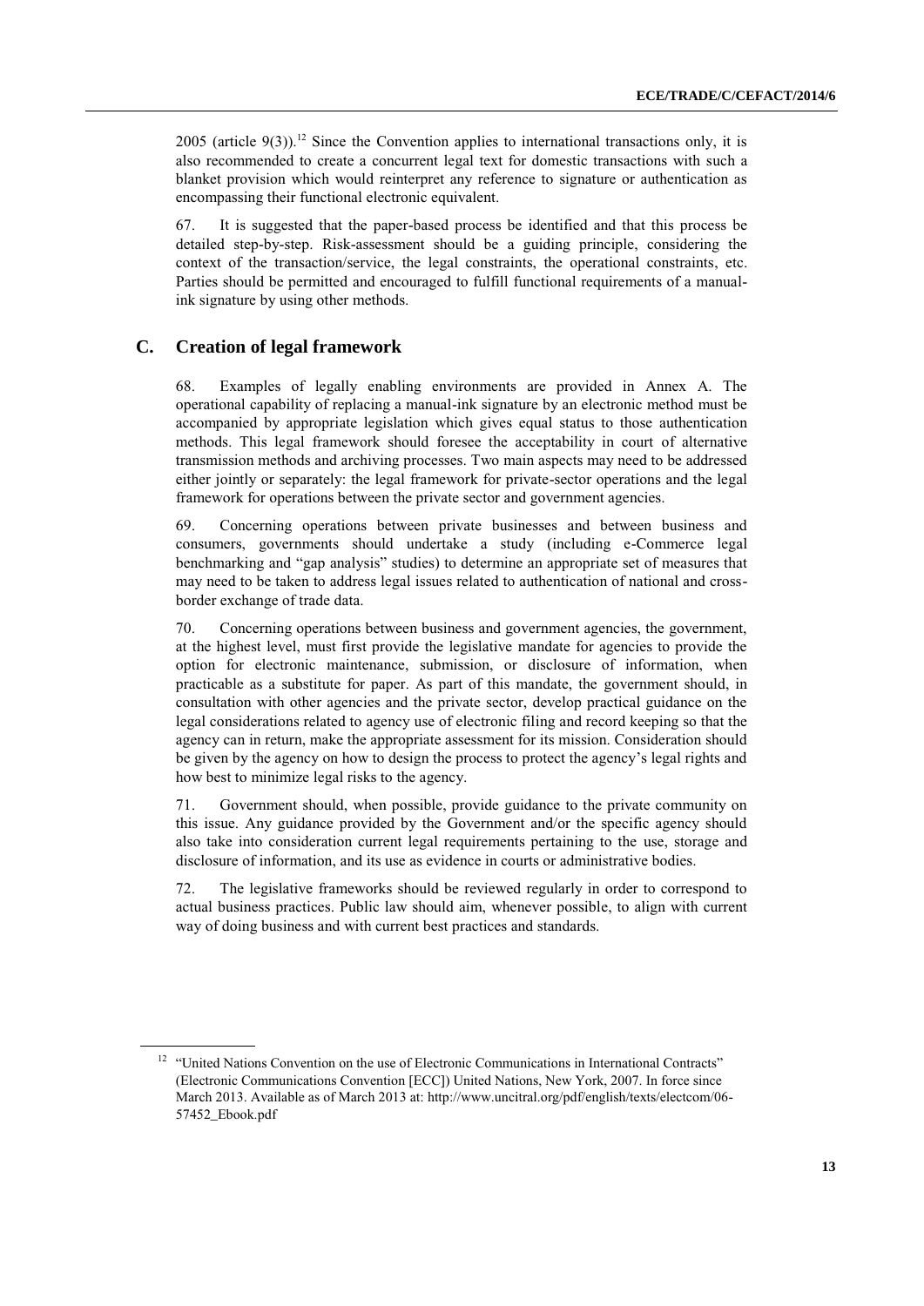2005 (article 9(3)).[12] Since the Convention applies to international transactions only, it is also recommended to create a concurrent legal text for domestic transactions with such a blanket provision which would reinterpret any reference to signature or authentication as encompassing their functional electronic equivalent.

67. It is suggested that the paper-based process be identified and that this process be detailed step-by-step. Risk-assessment should be a guiding principle, considering the context of the transaction/service, the legal constraints, the operational constraints, etc. Parties should be permitted and encouraged to fulfill functional requirements of a manual-ink signature by using other methods.

## C. Creation of legal framework

68. Examples of legally enabling environments are provided in Annex A. The operational capability of replacing a manual-ink signature by an electronic method must be accompanied by appropriate legislation which gives equal status to those authentication methods. This legal framework should foresee the acceptability in court of alternative transmission methods and archiving processes. Two main aspects may need to be addressed either jointly or separately: the legal framework for private-sector operations and the legal framework for operations between the private sector and government agencies.

69. Concerning operations between private businesses and between business and consumers, governments should undertake a study (including e-Commerce legal benchmarking and "gap analysis" studies) to determine an appropriate set of measures that may need to be taken to address legal issues related to authentication of national and cross-border exchange of trade data.

70. Concerning operations between business and government agencies, the government, at the highest level, must first provide the legislative mandate for agencies to provide the option for electronic maintenance, submission, or disclosure of information, when practicable as a substitute for paper. As part of this mandate, the government should, in consultation with other agencies and the private sector, develop practical guidance on the legal considerations related to agency use of electronic filing and record keeping so that the agency can in return, make the appropriate assessment for its mission. Consideration should be given by the agency on how to design the process to protect the agency's legal rights and how best to minimize legal risks to the agency.

71. Government should, when possible, provide guidance to the private community on this issue. Any guidance provided by the Government and/or the specific agency should also take into consideration current legal requirements pertaining to the use, storage and disclosure of information, and its use as evidence in courts or administrative bodies.

72. The legislative frameworks should be reviewed regularly in order to correspond to actual business practices. Public law should aim, whenever possible, to align with current way of doing business and with current best practices and standards.

---

[12] "United Nations Convention on the use of Electronic Communications in International Contracts" (Electronic Communications Convention [ECC]) United Nations, New York, 2007. In force since March 2013. Available as of March 2013 at: http://www.uncitral.org/pdf/english/texts/electcom/06-57452_Ebook.pdf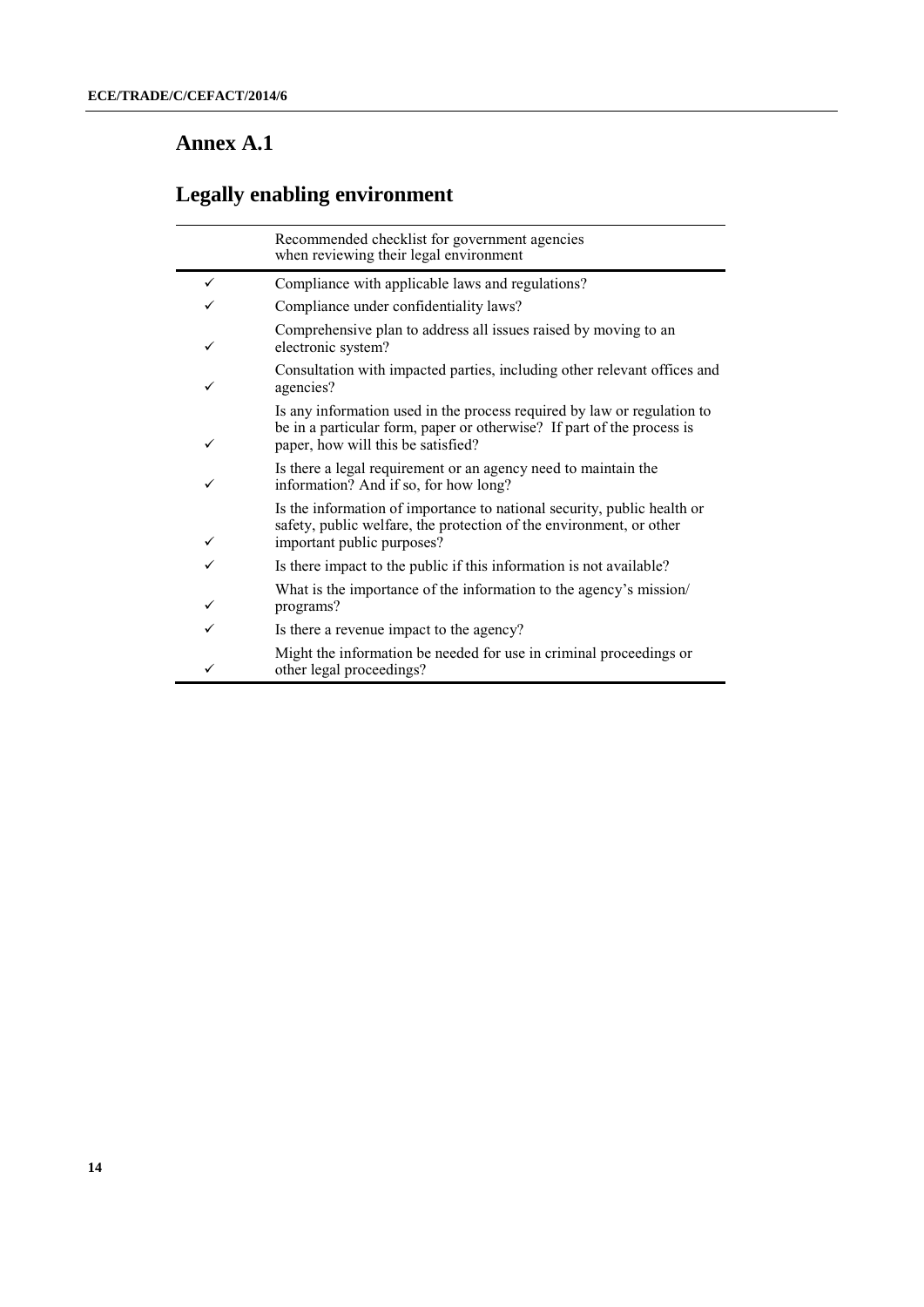# Annex A.1

## Legally enabling environment

| | Recommended checklist for government agencies when reviewing their legal environment |
|---|---|
| ✓ | Compliance with applicable laws and regulations? |
| ✓ | Compliance under confidentiality laws? |
| ✓ | Comprehensive plan to address all issues raised by moving to an electronic system? |
| ✓ | Consultation with impacted parties, including other relevant offices and agencies? |
| ✓ | Is any information used in the process required by law or regulation to be in a particular form, paper or otherwise? If part of the process is paper, how will this be satisfied? |
| ✓ | Is there a legal requirement or an agency need to maintain the information? And if so, for how long? |
| ✓ | Is the information of importance to national security, public health or safety, public welfare, the protection of the environment, or other important public purposes? |
| ✓ | Is there impact to the public if this information is not available? |
| ✓ | What is the importance of the information to the agency's mission/ programs? |
| ✓ | Is there a revenue impact to the agency? |
| ✓ | Might the information be needed for use in criminal proceedings or other legal proceedings? |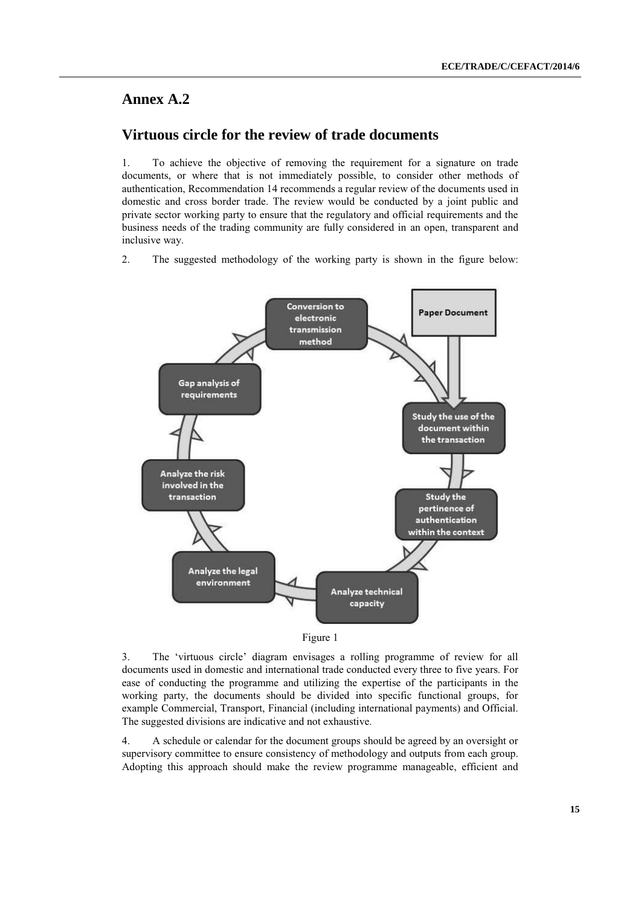# Annex A.2

## Virtuous circle for the review of trade documents

1. To achieve the objective of removing the requirement for a signature on trade documents, or where that is not immediately possible, to consider other methods of authentication, Recommendation 14 recommends a regular review of the documents used in domestic and cross border trade. The review would be conducted by a joint public and private sector working party to ensure that the regulatory and official requirements and the business needs of the trading community are fully considered in an open, transparent and inclusive way.

2. The suggested methodology of the working party is shown in the figure below:

Figure 1

3. The 'virtuous circle' diagram envisages a rolling programme of review for all documents used in domestic and international trade conducted every three to five years. For ease of conducting the programme and utilizing the expertise of the participants in the working party, the documents should be divided into specific functional groups, for example Commercial, Transport, Financial (including international payments) and Official. The suggested divisions are indicative and not exhaustive.

4. A schedule or calendar for the document groups should be agreed by an oversight or supervisory committee to ensure consistency of methodology and outputs from each group. Adopting this approach should make the review programme manageable, efficient and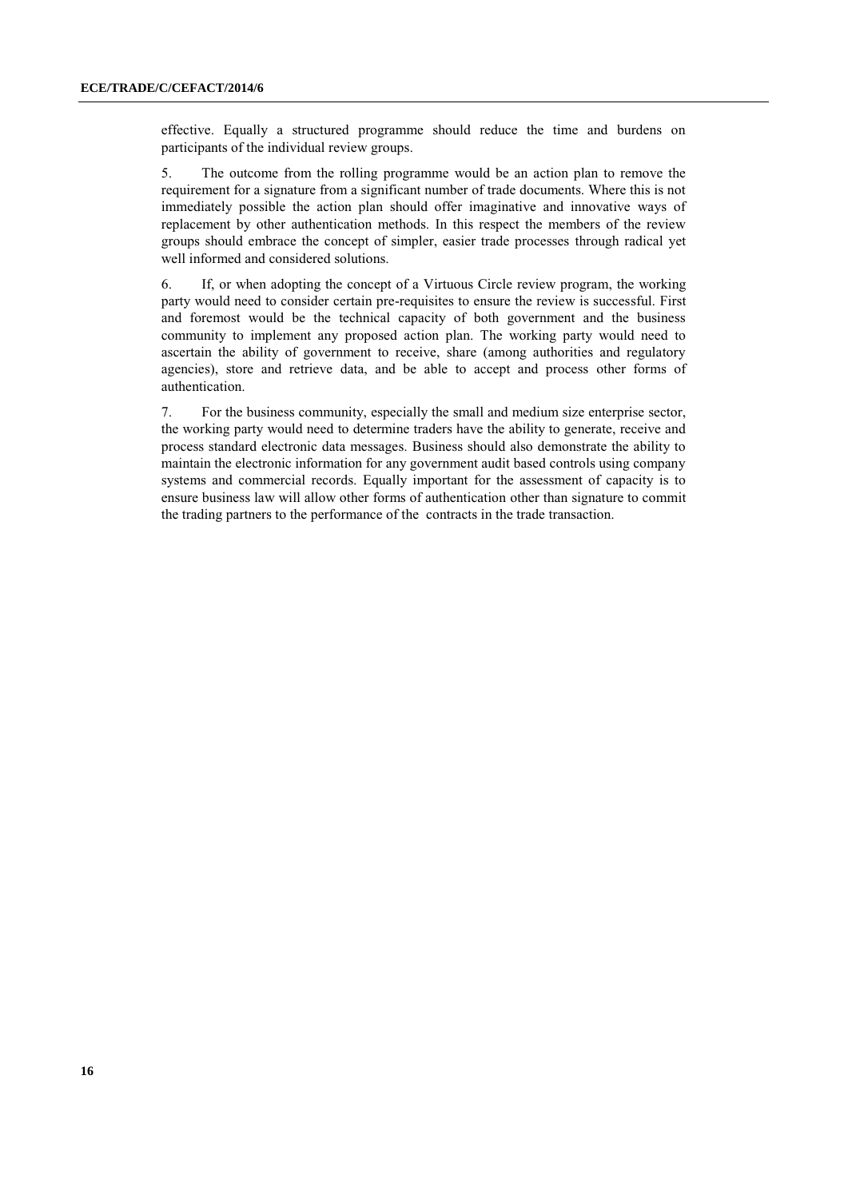effective. Equally a structured programme should reduce the time and burdens on participants of the individual review groups.

5. The outcome from the rolling programme would be an action plan to remove the requirement for a signature from a significant number of trade documents. Where this is not immediately possible the action plan should offer imaginative and innovative ways of replacement by other authentication methods. In this respect the members of the review groups should embrace the concept of simpler, easier trade processes through radical yet well informed and considered solutions.

6. If, or when adopting the concept of a Virtuous Circle review program, the working party would need to consider certain pre-requisites to ensure the review is successful. First and foremost would be the technical capacity of both government and the business community to implement any proposed action plan. The working party would need to ascertain the ability of government to receive, share (among authorities and regulatory agencies), store and retrieve data, and be able to accept and process other forms of authentication.

7. For the business community, especially the small and medium size enterprise sector, the working party would need to determine traders have the ability to generate, receive and process standard electronic data messages. Business should also demonstrate the ability to maintain the electronic information for any government audit based controls using company systems and commercial records. Equally important for the assessment of capacity is to ensure business law will allow other forms of authentication other than signature to commit the trading partners to the performance of the contracts in the trade transaction.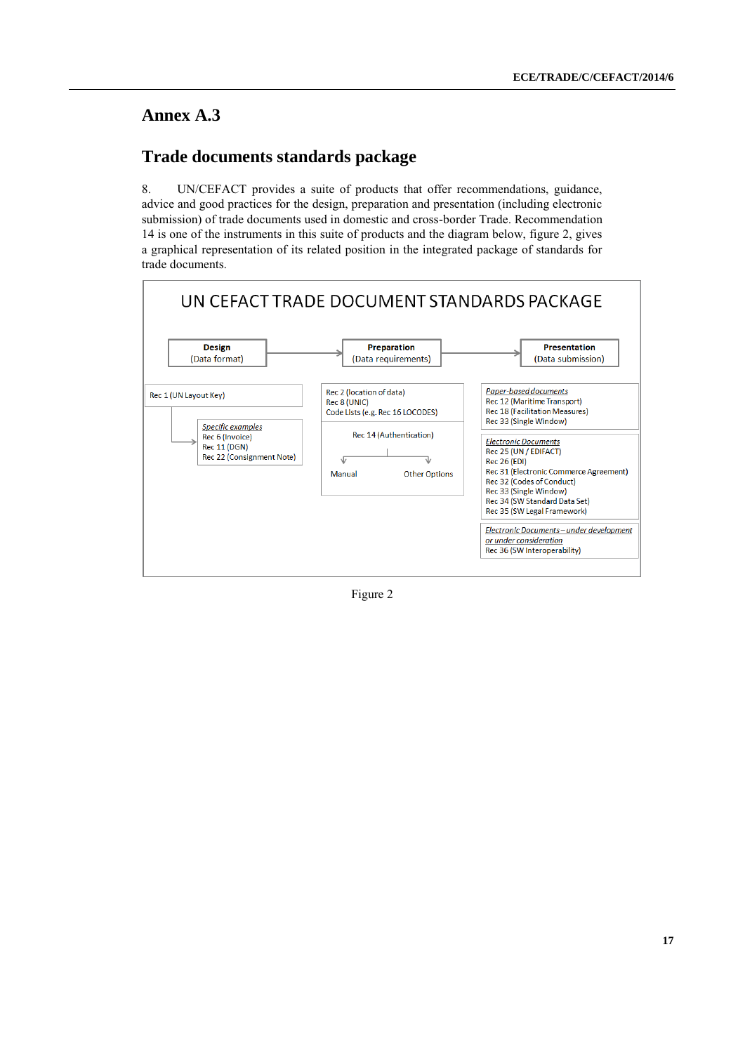## Annex A.3

## Trade documents standards package

8. UN/CEFACT provides a suite of products that offer recommendations, guidance, advice and good practices for the design, preparation and presentation (including electronic submission) of trade documents used in domestic and cross-border Trade. Recommendation 14 is one of the instruments in this suite of products and the diagram below, figure 2, gives a graphical representation of its related position in the integrated package of standards for trade documents.

UN CEFACT TRADE DOCUMENT STANDARDS PACKAGE

| Design (Data format) | Preparation (Data requirements) | Presentation (Data submission) |
|---|---|---|
| Rec 1 (UN Layout Key) | Rec 2 (location of data)<br>Rec 8 (UNIC)<br>Code Lists (e.g. Rec 16 LOCODES) | *Paper-based documents*<br>Rec 12 (Maritime Transport)<br>Rec 18 (Facilitation Measures)<br>Rec 33 (Single Window) |
| *Specific examples*<br>Rec 6 (Invoice)<br>Rec 11 (DGN)<br>Rec 22 (Consignment Note) | Rec 14 (Authentication)<br>Manual / Other Options | *Electronic Documents*<br>Rec 25 (UN / EDIFACT)<br>Rec 26 (EDI)<br>Rec 31 (Electronic Commerce Agreement)<br>Rec 32 (Codes of Conduct)<br>Rec 33 (Single Window)<br>Rec 34 (SW Standard Data Set)<br>Rec 35 (SW Legal Framework) |
| | | *Electronic Documents – under development or under consideration*<br>Rec 36 (SW Interoperability) |

Figure 2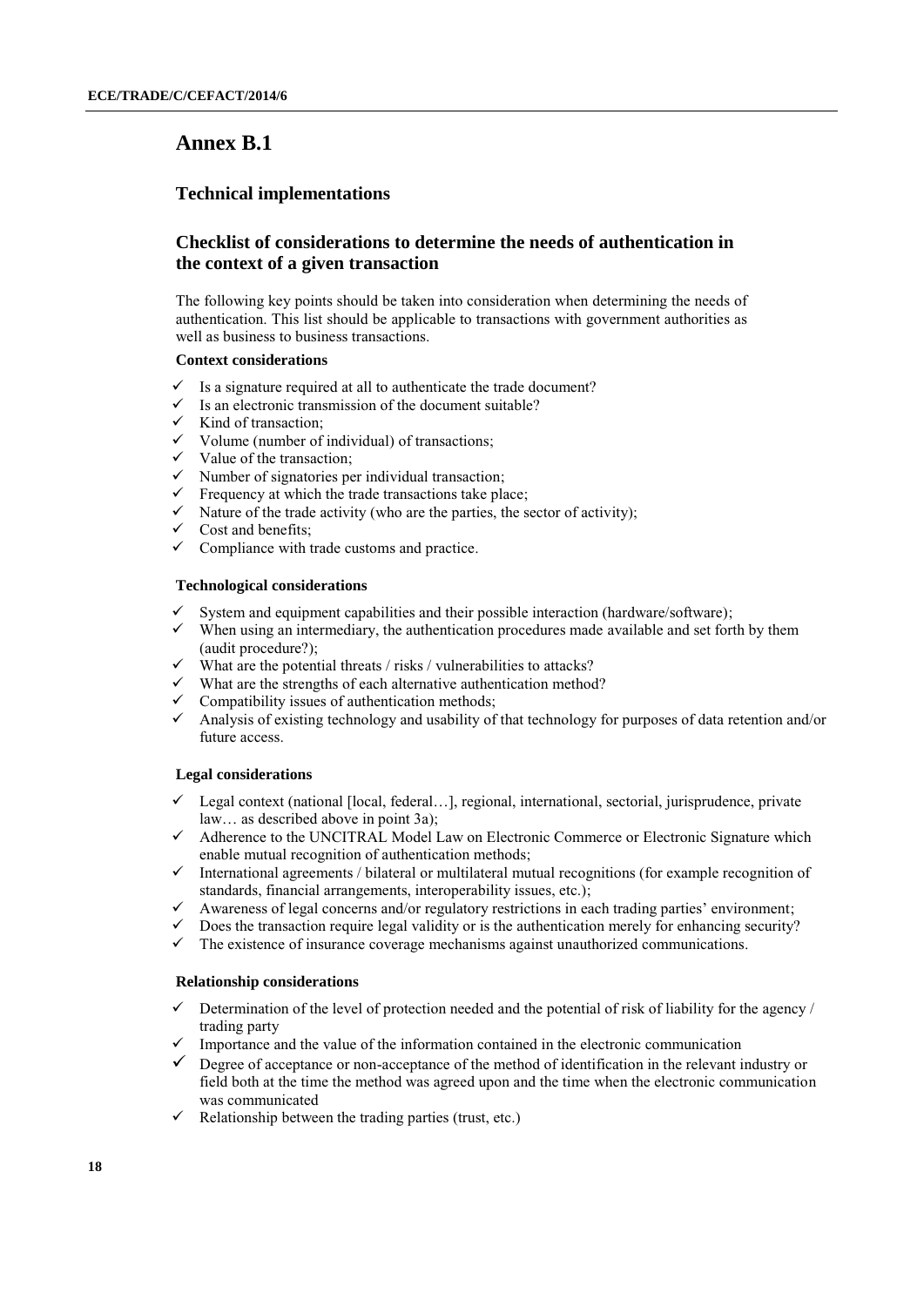# Annex B.1

## Technical implementations

## Checklist of considerations to determine the needs of authentication in the context of a given transaction

The following key points should be taken into consideration when determining the needs of authentication. This list should be applicable to transactions with government authorities as well as business to business transactions.

**Context considerations**

- ✓ Is a signature required at all to authenticate the trade document?
- ✓ Is an electronic transmission of the document suitable?
- ✓ Kind of transaction;
- ✓ Volume (number of individual) of transactions;
- ✓ Value of the transaction;
- ✓ Number of signatories per individual transaction;
- ✓ Frequency at which the trade transactions take place;
- ✓ Nature of the trade activity (who are the parties, the sector of activity);
- ✓ Cost and benefits;
- ✓ Compliance with trade customs and practice.

**Technological considerations**

- ✓ System and equipment capabilities and their possible interaction (hardware/software);
- ✓ When using an intermediary, the authentication procedures made available and set forth by them (audit procedure?);
- ✓ What are the potential threats / risks / vulnerabilities to attacks?
- ✓ What are the strengths of each alternative authentication method?
- ✓ Compatibility issues of authentication methods;
- ✓ Analysis of existing technology and usability of that technology for purposes of data retention and/or future access.

**Legal considerations**

- ✓ Legal context (national [local, federal…], regional, international, sectorial, jurisprudence, private law… as described above in point 3a);
- ✓ Adherence to the UNCITRAL Model Law on Electronic Commerce or Electronic Signature which enable mutual recognition of authentication methods;
- ✓ International agreements / bilateral or multilateral mutual recognitions (for example recognition of standards, financial arrangements, interoperability issues, etc.);
- ✓ Awareness of legal concerns and/or regulatory restrictions in each trading parties' environment;
- ✓ Does the transaction require legal validity or is the authentication merely for enhancing security?
- ✓ The existence of insurance coverage mechanisms against unauthorized communications.

**Relationship considerations**

- ✓ Determination of the level of protection needed and the potential of risk of liability for the agency / trading party
- ✓ Importance and the value of the information contained in the electronic communication
- ✓ Degree of acceptance or non-acceptance of the method of identification in the relevant industry or field both at the time the method was agreed upon and the time when the electronic communication was communicated
- ✓ Relationship between the trading parties (trust, etc.)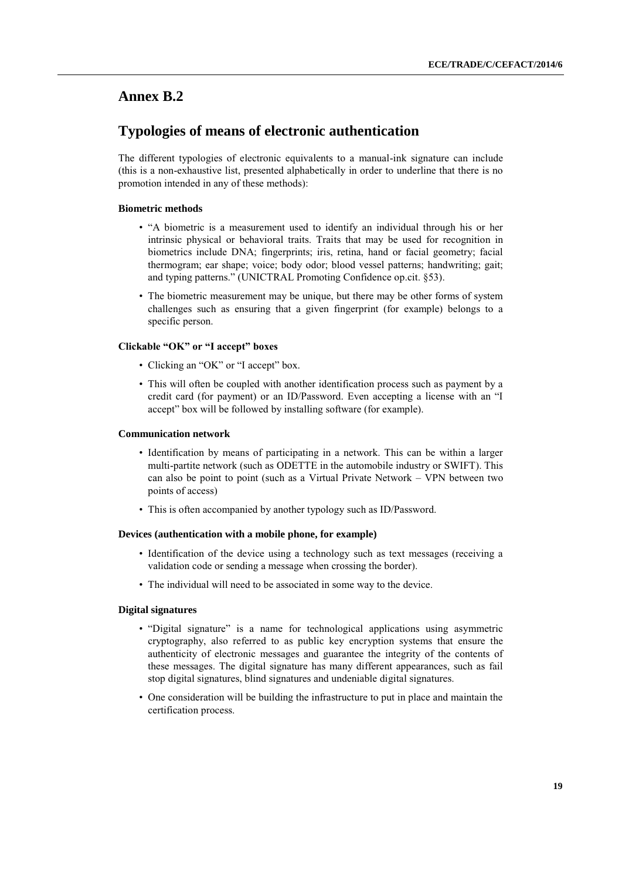# Annex B.2

# Typologies of means of electronic authentication

The different typologies of electronic equivalents to a manual-ink signature can include (this is a non-exhaustive list, presented alphabetically in order to underline that there is no promotion intended in any of these methods):

### Biometric methods

- "A biometric is a measurement used to identify an individual through his or her intrinsic physical or behavioral traits. Traits that may be used for recognition in biometrics include DNA; fingerprints; iris, retina, hand or facial geometry; facial thermogram; ear shape; voice; body odor; blood vessel patterns; handwriting; gait; and typing patterns." (UNICTRAL Promoting Confidence op.cit. §53).
- The biometric measurement may be unique, but there may be other forms of system challenges such as ensuring that a given fingerprint (for example) belongs to a specific person.

### Clickable "OK" or "I accept" boxes

- Clicking an "OK" or "I accept" box.
- This will often be coupled with another identification process such as payment by a credit card (for payment) or an ID/Password. Even accepting a license with an "I accept" box will be followed by installing software (for example).

### Communication network

- Identification by means of participating in a network. This can be within a larger multi-partite network (such as ODETTE in the automobile industry or SWIFT). This can also be point to point (such as a Virtual Private Network – VPN between two points of access)
- This is often accompanied by another typology such as ID/Password.

### Devices (authentication with a mobile phone, for example)

- Identification of the device using a technology such as text messages (receiving a validation code or sending a message when crossing the border).
- The individual will need to be associated in some way to the device.

### Digital signatures

- "Digital signature" is a name for technological applications using asymmetric cryptography, also referred to as public key encryption systems that ensure the authenticity of electronic messages and guarantee the integrity of the contents of these messages. The digital signature has many different appearances, such as fail stop digital signatures, blind signatures and undeniable digital signatures.
- One consideration will be building the infrastructure to put in place and maintain the certification process.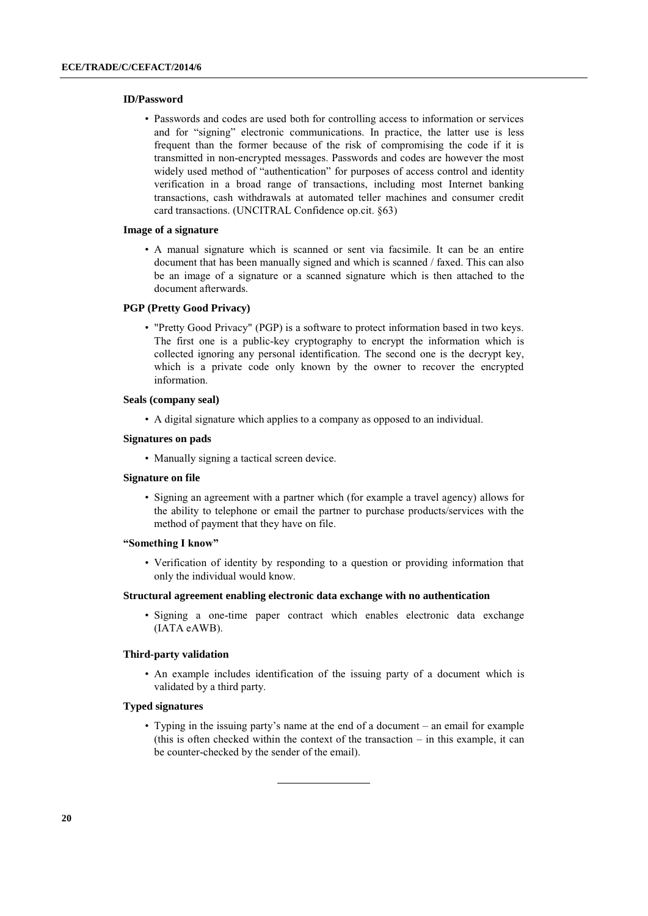**ID/Password**

- Passwords and codes are used both for controlling access to information or services and for "signing" electronic communications. In practice, the latter use is less frequent than the former because of the risk of compromising the code if it is transmitted in non-encrypted messages. Passwords and codes are however the most widely used method of "authentication" for purposes of access control and identity verification in a broad range of transactions, including most Internet banking transactions, cash withdrawals at automated teller machines and consumer credit card transactions. (UNCITRAL Confidence op.cit. §63)

**Image of a signature**

- A manual signature which is scanned or sent via facsimile. It can be an entire document that has been manually signed and which is scanned / faxed. This can also be an image of a signature or a scanned signature which is then attached to the document afterwards.

**PGP (Pretty Good Privacy)**

- "Pretty Good Privacy" (PGP) is a software to protect information based in two keys. The first one is a public-key cryptography to encrypt the information which is collected ignoring any personal identification. The second one is the decrypt key, which is a private code only known by the owner to recover the encrypted information.

**Seals (company seal)**

- A digital signature which applies to a company as opposed to an individual.

**Signatures on pads**

- Manually signing a tactical screen device.

**Signature on file**

- Signing an agreement with a partner which (for example a travel agency) allows for the ability to telephone or email the partner to purchase products/services with the method of payment that they have on file.

**"Something I know"**

- Verification of identity by responding to a question or providing information that only the individual would know.

**Structural agreement enabling electronic data exchange with no authentication**

- Signing a one-time paper contract which enables electronic data exchange (IATA eAWB).

**Third-party validation**

- An example includes identification of the issuing party of a document which is validated by a third party.

**Typed signatures**

- Typing in the issuing party's name at the end of a document – an email for example (this is often checked within the context of the transaction – in this example, it can be counter-checked by the sender of the email).